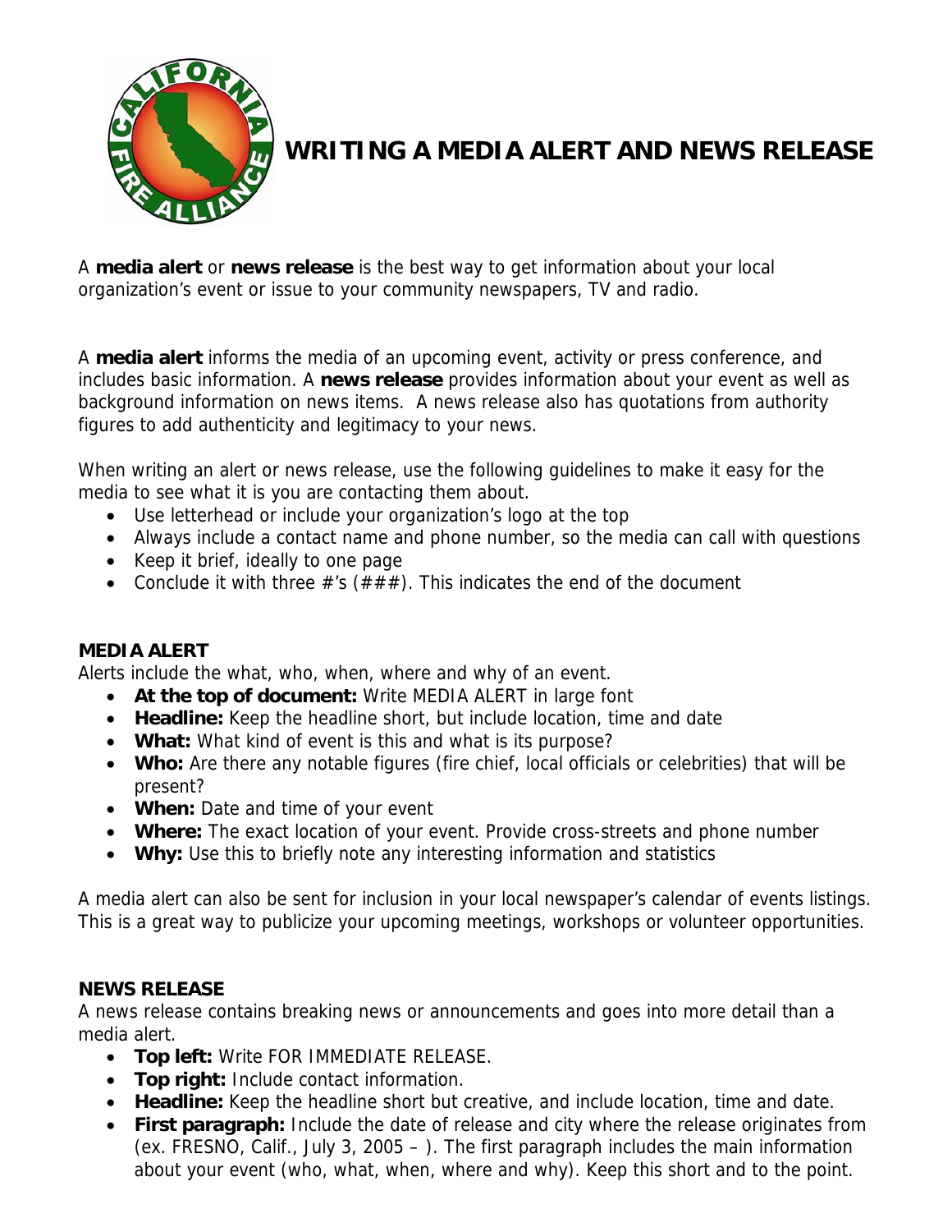# WRITING A MEDIA ALERT AND NEWS RELEASE

A **media alert** or **news release** is the best way to get information about your local organization's event or issue to your community newspapers, TV and radio.

A **media alert** informs the media of an upcoming event, activity or press conference, and includes basic information. A **news release** provides information about your event as well as background information on news items. A news release also has quotations from authority figures to add authenticity and legitimacy to your news.

When writing an alert or news release, use the following guidelines to make it easy for the media to see what it is you are contacting them about.

- Use letterhead or include your organization's logo at the top
- Always include a contact name and phone number, so the media can call with questions
- Keep it brief, ideally to one page
- Conclude it with three #'s (###). This indicates the end of the document

## MEDIA ALERT

Alerts include the what, who, when, where and why of an event.

- **At the top of document:** Write MEDIA ALERT in large font
- **Headline:** Keep the headline short, but include location, time and date
- **What:** What kind of event is this and what is its purpose?
- **Who:** Are there any notable figures (fire chief, local officials or celebrities) that will be present?
- **When:** Date and time of your event
- **Where:** The exact location of your event. Provide cross-streets and phone number
- **Why:** Use this to briefly note any interesting information and statistics

A media alert can also be sent for inclusion in your local newspaper's calendar of events listings. This is a great way to publicize your upcoming meetings, workshops or volunteer opportunities.

## NEWS RELEASE

A news release contains breaking news or announcements and goes into more detail than a media alert.

- **Top left:** Write FOR IMMEDIATE RELEASE.
- **Top right:** Include contact information.
- **Headline:** Keep the headline short but creative, and include location, time and date.
- **First paragraph:** Include the date of release and city where the release originates from (ex. FRESNO, Calif., July 3, 2005 – ). The first paragraph includes the main information about your event (who, what, when, where and why). Keep this short and to the point.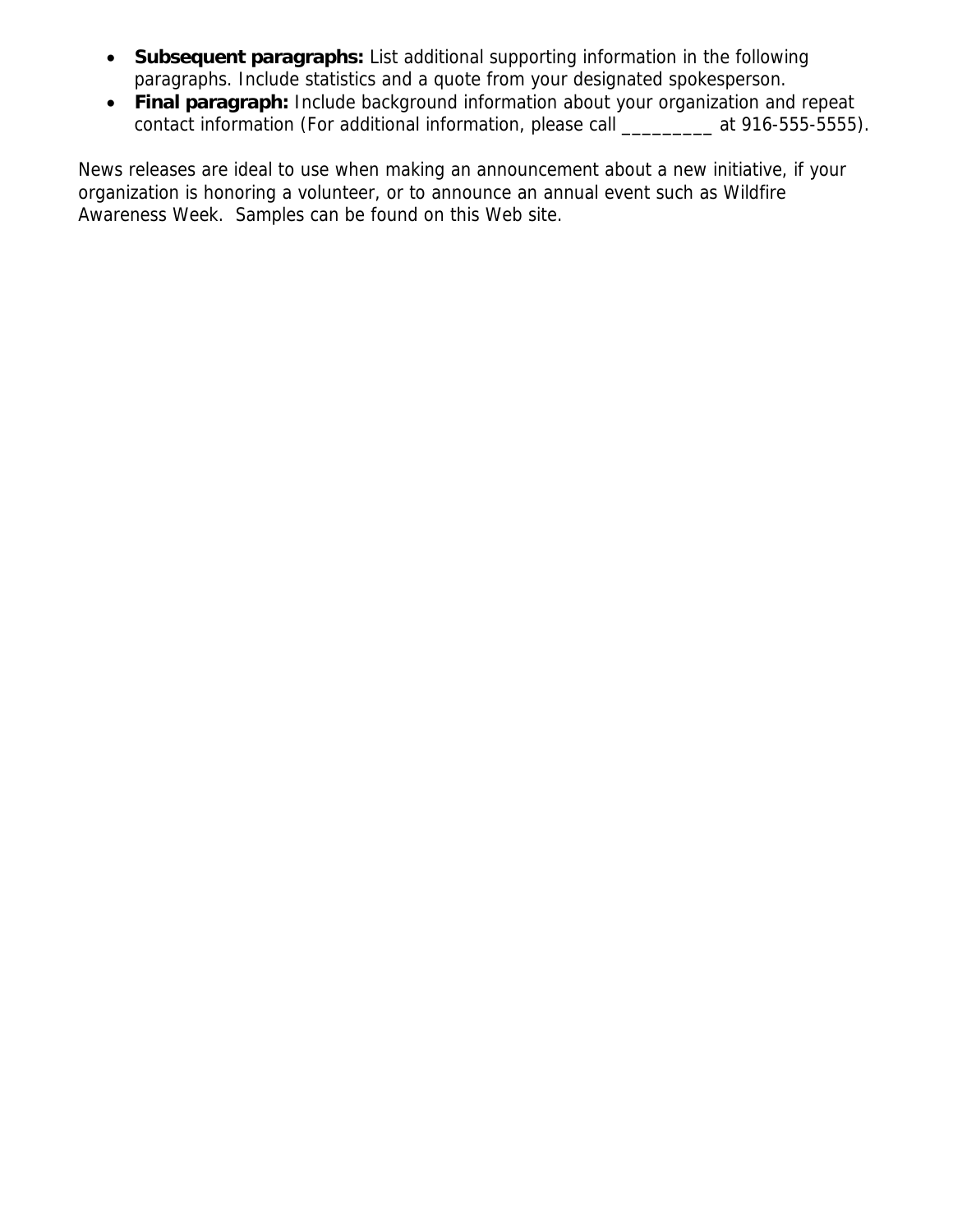- **Subsequent paragraphs:** List additional supporting information in the following paragraphs. Include statistics and a quote from your designated spokesperson.
- **Final paragraph:** Include background information about your organization and repeat contact information (For additional information, please call _________ at 916-555-5555).

News releases are ideal to use when making an announcement about a new initiative, if your organization is honoring a volunteer, or to announce an annual event such as Wildfire Awareness Week. Samples can be found on this Web site.